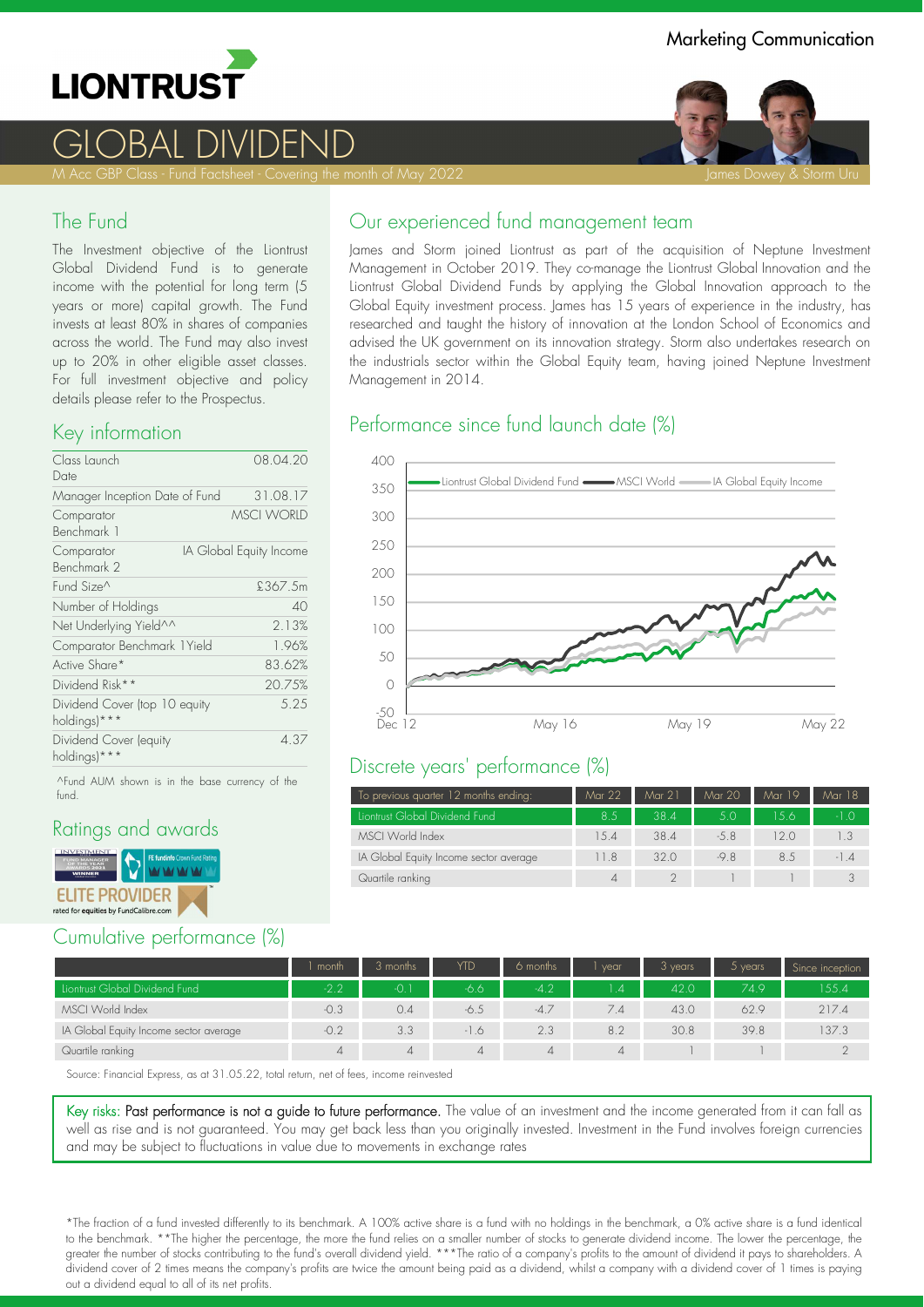Marketing Communication

# LIONTRUST

# GLOBAL DIVIDEND

M Acc GBP Class - Fund Factsheet - Covering the month of May 2022

James Dowey & Storm Uru

## The Fund

The Investment objective of the Liontrust Global Dividend Fund is to generate income with the potential for long term (5 years or more) capital growth. The Fund invests at least 80% in shares of companies across the world. The Fund may also invest up to 20% in other eligible asset classes. For full investment objective and policy details please refer to the Prospectus.

## Key information

| | |
|---|---|
| Class Launch Date | 08.04.20 |
| Manager Inception Date of Fund | 31.08.17 |
| Comparator Benchmark 1 | MSCI WORLD |
| Comparator Benchmark 2 | IA Global Equity Income |
| Fund Size^ | £367.5m |
| Number of Holdings | 40 |
| Net Underlying Yield^^ | 2.13% |
| Comparator Benchmark 1Yield | 1.96% |
| Active Share* | 83.62% |
| Dividend Risk** | 20.75% |
| Dividend Cover (top 10 equity holdings)*** | 5.25 |
| Dividend Cover (equity holdings)*** | 4.37 |

^Fund AUM shown is in the base currency of the fund.

## Ratings and awards

ELITE PROVIDER rated for equities by FundCalibre.com

## Our experienced fund management team

James and Storm joined Liontrust as part of the acquisition of Neptune Investment Management in October 2019. They co-manage the Liontrust Global Innovation and the Liontrust Global Dividend Funds by applying the Global Innovation approach to the Global Equity investment process. James has 15 years of experience in the industry, has researched and taught the history of innovation at the London School of Economics and advised the UK government on its innovation strategy. Storm also undertakes research on the industrials sector within the Global Equity team, having joined Neptune Investment Management in 2014.

## Performance since fund launch date (%)

Liontrust Global Dividend Fund — MSCI World — IA Global Equity Income

Dec 12 | May 16 | May 19 | May 22

## Discrete years' performance (%)

| To previous quarter 12 months ending: | Mar 22 | Mar 21 | Mar 20 | Mar 19 | Mar 18 |
|---|---|---|---|---|---|
| Liontrust Global Dividend Fund | 8.5 | 38.4 | 5.0 | 15.6 | -1.0 |
| MSCI World Index | 15.4 | 38.4 | -5.8 | 12.0 | 1.3 |
| IA Global Equity Income sector average | 11.8 | 32.0 | -9.8 | 8.5 | -1.4 |
| Quartile ranking | 4 | 2 | 1 | 1 | 3 |

## Cumulative performance (%)

| | 1 month | 3 months | YTD | 6 months | 1 year | 3 years | 5 years | Since inception |
|---|---|---|---|---|---|---|---|---|
| Liontrust Global Dividend Fund | -2.2 | -0.1 | -6.6 | -4.2 | 1.4 | 42.0 | 74.9 | 155.4 |
| MSCI World Index | -0.3 | 0.4 | -6.5 | -4.7 | 7.4 | 43.0 | 62.9 | 217.4 |
| IA Global Equity Income sector average | -0.2 | 3.3 | -1.6 | 2.3 | 8.2 | 30.8 | 39.8 | 137.3 |
| Quartile ranking | 4 | 4 | 4 | 4 | 4 | 1 | 1 | 2 |

Source: Financial Express, as at 31.05.22, total return, net of fees, income reinvested

Key risks: Past performance is not a guide to future performance. The value of an investment and the income generated from it can fall as well as rise and is not guaranteed. You may get back less than you originally invested. Investment in the Fund involves foreign currencies and may be subject to fluctuations in value due to movements in exchange rates

*The fraction of a fund invested differently to its benchmark. A 100% active share is a fund with no holdings in the benchmark, a 0% active share is a fund identical to the benchmark. **The higher the percentage, the more the fund relies on a smaller number of stocks to generate dividend income. The lower the percentage, the greater the number of stocks contributing to the fund's overall dividend yield. ***The ratio of a company's profits to the amount of dividend it pays to shareholders. A dividend cover of 2 times means the company's profits are twice the amount being paid as a dividend, whilst a company with a dividend cover of 1 times is paying out a dividend equal to all of its net profits.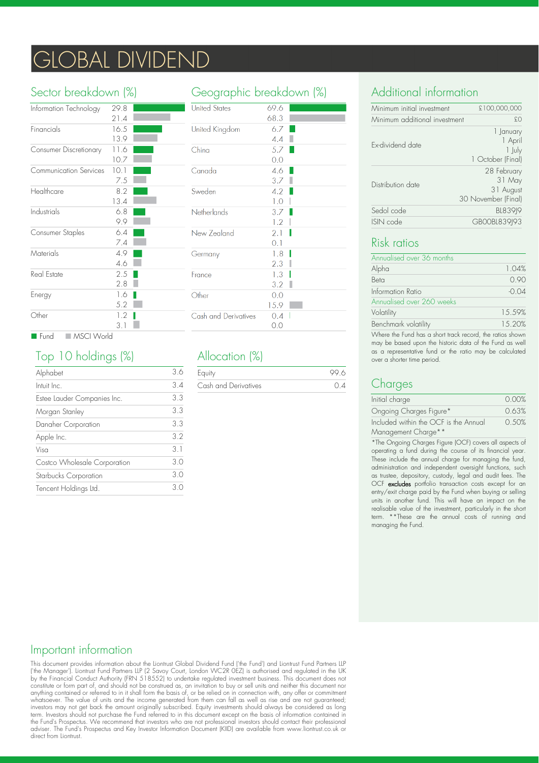# GLOBAL DIVIDEND

## Sector breakdown (%)

Information Technology 29.8 21.4
Financials 16.5 13.9
Consumer Discretionary 11.6 10.7
Communication Services 10.1 7.5
Healthcare 8.2 13.4
Industrials 6.8 9.9
Consumer Staples 6.4 7.4
Materials 4.9 4.6
Real Estate 2.5 2.8
Energy 1.6 5.2
Other 1.2 3.1

Fund
MSCI World

## Geographic breakdown (%)

United States 69.6 68.3
United Kingdom 6.7 4.4
China 5.7 0.0
Canada 4.6 3.7
Sweden 4.2 1.0
Netherlands 3.7 1.2
New Zealand 2.1 0.1
Germany 1.8 2.3
France 1.3 3.2
Other 0.0 15.9
Cash and Derivatives 0.4 0.0

## Top 10 holdings (%)

| | |
|---|---|
| Alphabet | 3.6 |
| Intuit Inc. | 3.4 |
| Estee Lauder Companies Inc. | 3.3 |
| Morgan Stanley | 3.3 |
| Danaher Corporation | 3.3 |
| Apple Inc. | 3.2 |
| Visa | 3.1 |
| Costco Wholesale Corporation | 3.0 |
| Starbucks Corporation | 3.0 |
| Tencent Holdings Ltd. | 3.0 |

## Allocation (%)

| | |
|---|---|
| Equity | 99.6 |
| Cash and Derivatives | 0.4 |

## Additional information

| | |
|---|---|
| Minimum initial investment | £100,000,000 |
| Minimum additional investment | £0 |
| Ex-dividend date | 1 January<br>1 April<br>1 July<br>1 October (Final) |
| Distribution date | 28 February<br>31 May<br>31 August<br>30 November (Final) |
| Sedol code | BL839J9 |
| ISIN code | GB00BL839J93 |

## Risk ratios

| Annualised over 36 months | |
|---|---|
| Alpha | 1.04% |
| Beta | 0.90 |
| Information Ratio | -0.04 |
| **Annualised over 260 weeks** | |
| Volatility | 15.59% |
| Benchmark volatility | 15.20% |

Where the Fund has a short track record, the ratios shown may be based upon the historic data of the Fund as well as a representative fund or the ratio may be calculated over a shorter time period.

## Charges

| | |
|---|---|
| Initial charge | 0.00% |
| Ongoing Charges Figure* | 0.63% |
| Included within the OCF is the Annual Management Charge** | 0.50% |

*The Ongoing Charges Figure (OCF) covers all aspects of operating a fund during the course of its financial year. These include the annual charge for managing the fund, administration and independent oversight functions, such as trustee, depository, custody, legal and audit fees. The OCF **excludes** portfolio transaction costs except for an entry/exit charge paid by the Fund when buying or selling units in another fund. This will have an impact on the realisable value of the investment, particularly in the short term. **These are the annual costs of running and managing the Fund.

## Important information

This document provides information about the Liontrust Global Dividend Fund ('the Fund') and Liontrust Fund Partners LLP ('the Manager'). Liontrust Fund Partners LLP (2 Savoy Court, London WC2R 0EZ) is authorised and regulated in the UK by the Financial Conduct Authority (FRN 518552) to undertake regulated investment business. This document does not constitute or form part of, and should not be construed as, an invitation to buy or sell units and neither this document nor anything contained or referred to in it shall form the basis of, or be relied on in connection with, any offer or commitment whatsoever. The value of units and the income generated from them can fall as well as rise and are not guaranteed; investors may not get back the amount originally subscribed. Equity investments should always be considered as long term. Investors should not purchase the Fund referred to in this document except on the basis of information contained in the Fund's Prospectus. We recommend that investors who are not professional investors should contact their professional adviser. The Fund's Prospectus and Key Investor Information Document (KIID) are available from www.liontrust.co.uk or direct from Liontrust.